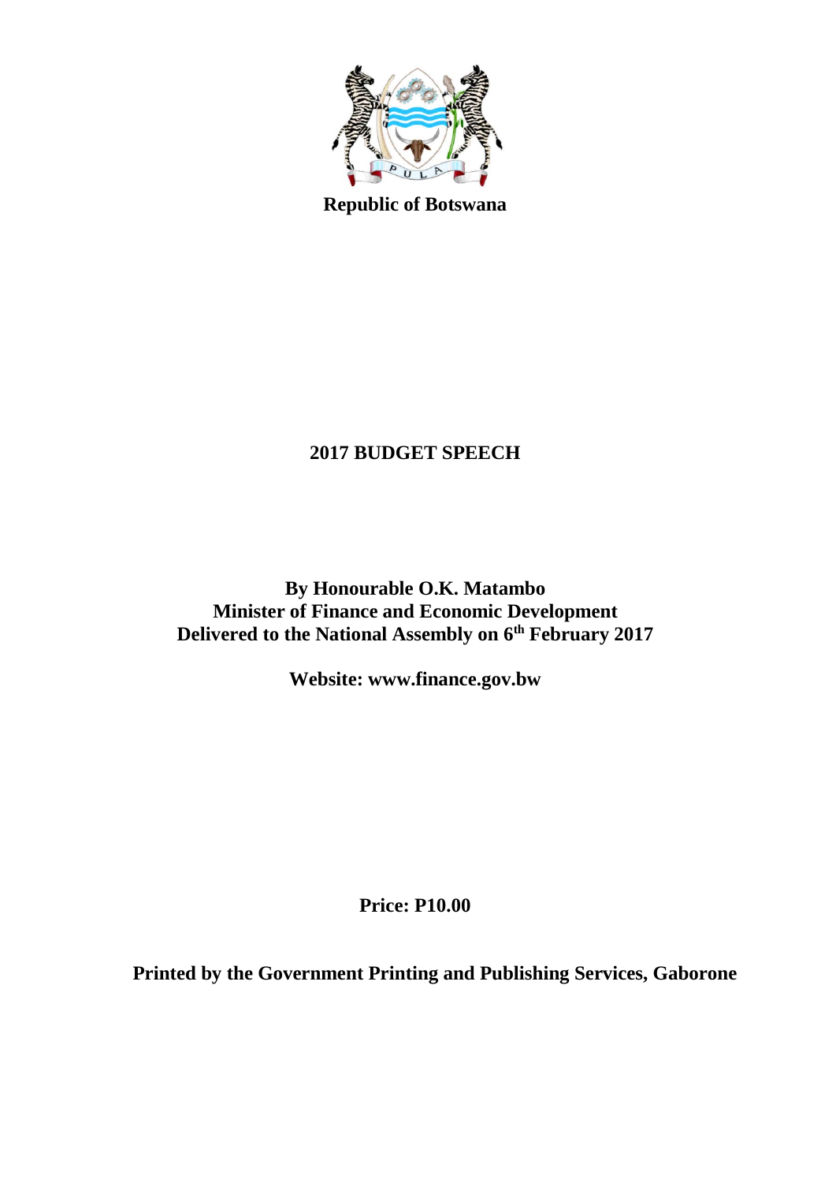Republic of Botswana

# 2017 BUDGET SPEECH

**By Honourable O.K. Matambo**
**Minister of Finance and Economic Development**
**Delivered to the National Assembly on 6th February 2017**

**Website: www.finance.gov.bw**

**Price: P10.00**

**Printed by the Government Printing and Publishing Services, Gaborone**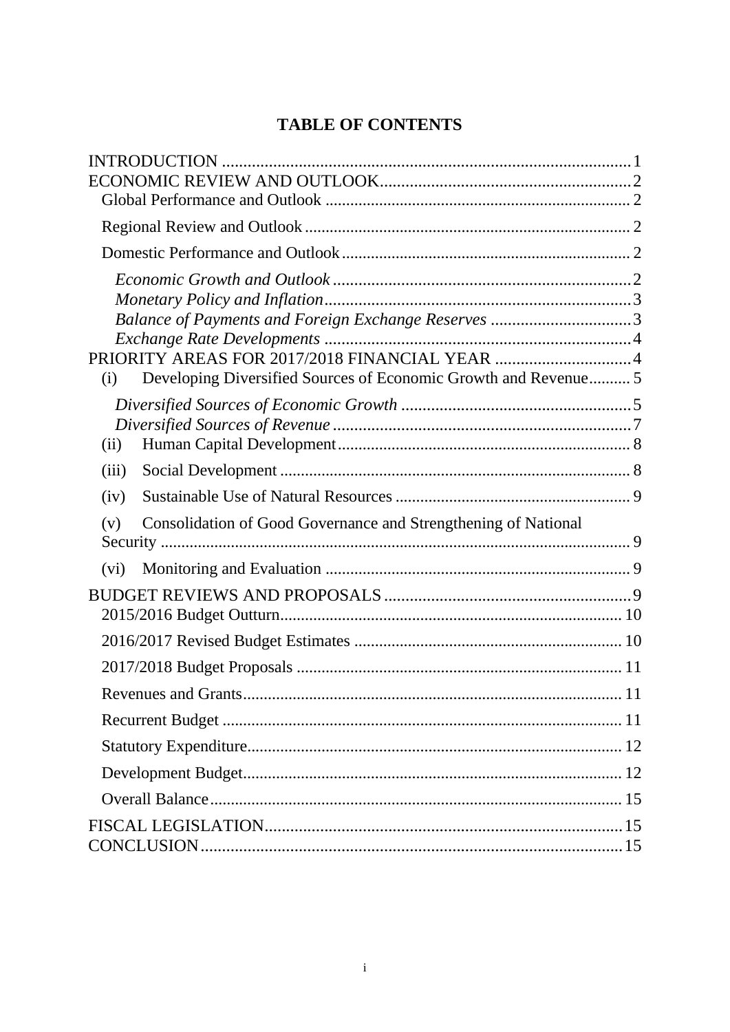# TABLE OF CONTENTS

INTRODUCTION ........................................................................................ 1
ECONOMIC REVIEW AND OUTLOOK.................................................. 2
  Global Performance and Outlook ........................................................ 2
  Regional Review and Outlook .............................................................. 2
  Domestic Performance and Outlook ..................................................... 2
    *Economic Growth and Outlook* ...................................................... 2
    *Monetary Policy and Inflation* ........................................................ 3
    *Balance of Payments and Foreign Exchange Reserves* ................................. 3
    *Exchange Rate Developments* ........................................................ 4
PRIORITY AREAS FOR 2017/2018 FINANCIAL YEAR ................................ 4
  (i) Developing Diversified Sources of Economic Growth and Revenue.......... 5
    *Diversified Sources of Economic Growth* ...................................... 5
    *Diversified Sources of Revenue* ...................................................... 7
  (ii) Human Capital Development ..................................................... 8
  (iii) Social Development ................................................................... 8
  (iv) Sustainable Use of Natural Resources ........................................ 9
  (v) Consolidation of Good Governance and Strengthening of National Security ................................................................................................ 9
  (vi) Monitoring and Evaluation ........................................................ 9
BUDGET REVIEWS AND PROPOSALS ........................................................ 9
  2015/2016 Budget Outturn................................................................. 10
  2016/2017 Revised Budget Estimates ................................................ 10
  2017/2018 Budget Proposals .............................................................. 11
  Revenues and Grants......................................................................... 11
  Recurrent Budget .............................................................................. 11
  Statutory Expenditure........................................................................ 12
  Development Budget.......................................................................... 12
  Overall Balance ................................................................................. 15
FISCAL LEGISLATION.................................................................................. 15
CONCLUSION.................................................................................................. 15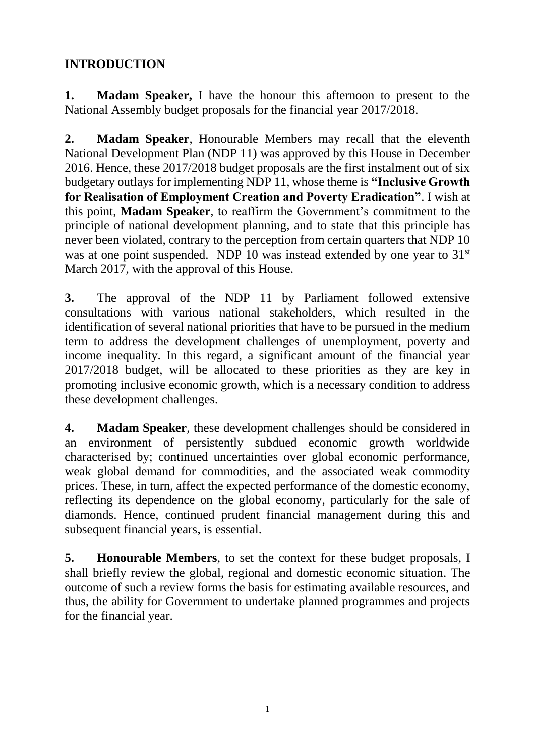## INTRODUCTION

**1.** **Madam Speaker,** I have the honour this afternoon to present to the National Assembly budget proposals for the financial year 2017/2018.

**2.** **Madam Speaker**, Honourable Members may recall that the eleventh National Development Plan (NDP 11) was approved by this House in December 2016. Hence, these 2017/2018 budget proposals are the first instalment out of six budgetary outlays for implementing NDP 11, whose theme is **"Inclusive Growth for Realisation of Employment Creation and Poverty Eradication"**. I wish at this point, **Madam Speaker**, to reaffirm the Government's commitment to the principle of national development planning, and to state that this principle has never been violated, contrary to the perception from certain quarters that NDP 10 was at one point suspended. NDP 10 was instead extended by one year to 31st March 2017, with the approval of this House.

**3.** The approval of the NDP 11 by Parliament followed extensive consultations with various national stakeholders, which resulted in the identification of several national priorities that have to be pursued in the medium term to address the development challenges of unemployment, poverty and income inequality. In this regard, a significant amount of the financial year 2017/2018 budget, will be allocated to these priorities as they are key in promoting inclusive economic growth, which is a necessary condition to address these development challenges.

**4.** **Madam Speaker**, these development challenges should be considered in an environment of persistently subdued economic growth worldwide characterised by; continued uncertainties over global economic performance, weak global demand for commodities, and the associated weak commodity prices. These, in turn, affect the expected performance of the domestic economy, reflecting its dependence on the global economy, particularly for the sale of diamonds. Hence, continued prudent financial management during this and subsequent financial years, is essential.

**5.** **Honourable Members**, to set the context for these budget proposals, I shall briefly review the global, regional and domestic economic situation. The outcome of such a review forms the basis for estimating available resources, and thus, the ability for Government to undertake planned programmes and projects for the financial year.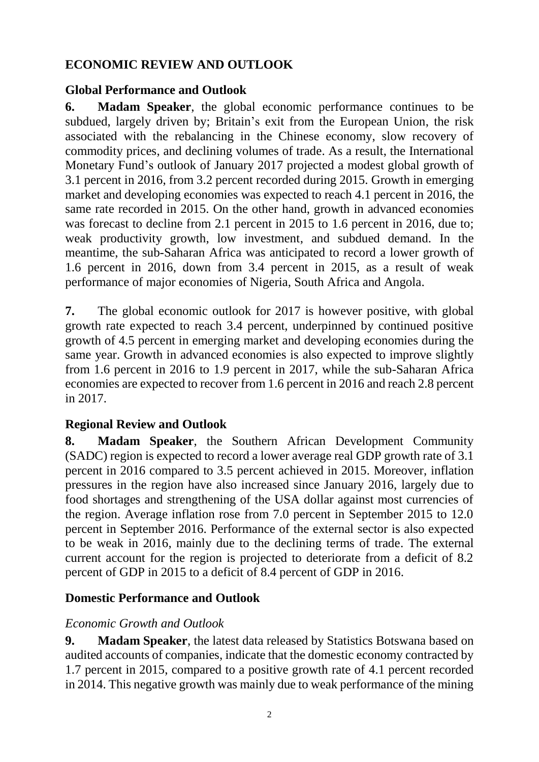## ECONOMIC REVIEW AND OUTLOOK

### Global Performance and Outlook

**6. Madam Speaker**, the global economic performance continues to be subdued, largely driven by; Britain's exit from the European Union, the risk associated with the rebalancing in the Chinese economy, slow recovery of commodity prices, and declining volumes of trade. As a result, the International Monetary Fund's outlook of January 2017 projected a modest global growth of 3.1 percent in 2016, from 3.2 percent recorded during 2015. Growth in emerging market and developing economies was expected to reach 4.1 percent in 2016, the same rate recorded in 2015. On the other hand, growth in advanced economies was forecast to decline from 2.1 percent in 2015 to 1.6 percent in 2016, due to; weak productivity growth, low investment, and subdued demand. In the meantime, the sub-Saharan Africa was anticipated to record a lower growth of 1.6 percent in 2016, down from 3.4 percent in 2015, as a result of weak performance of major economies of Nigeria, South Africa and Angola.

**7.** The global economic outlook for 2017 is however positive, with global growth rate expected to reach 3.4 percent, underpinned by continued positive growth of 4.5 percent in emerging market and developing economies during the same year. Growth in advanced economies is also expected to improve slightly from 1.6 percent in 2016 to 1.9 percent in 2017, while the sub-Saharan Africa economies are expected to recover from 1.6 percent in 2016 and reach 2.8 percent in 2017.

### Regional Review and Outlook

**8. Madam Speaker**, the Southern African Development Community (SADC) region is expected to record a lower average real GDP growth rate of 3.1 percent in 2016 compared to 3.5 percent achieved in 2015. Moreover, inflation pressures in the region have also increased since January 2016, largely due to food shortages and strengthening of the USA dollar against most currencies of the region. Average inflation rose from 7.0 percent in September 2015 to 12.0 percent in September 2016. Performance of the external sector is also expected to be weak in 2016, mainly due to the declining terms of trade. The external current account for the region is projected to deteriorate from a deficit of 8.2 percent of GDP in 2015 to a deficit of 8.4 percent of GDP in 2016.

### Domestic Performance and Outlook

#### *Economic Growth and Outlook*

**9. Madam Speaker**, the latest data released by Statistics Botswana based on audited accounts of companies, indicate that the domestic economy contracted by 1.7 percent in 2015, compared to a positive growth rate of 4.1 percent recorded in 2014. This negative growth was mainly due to weak performance of the mining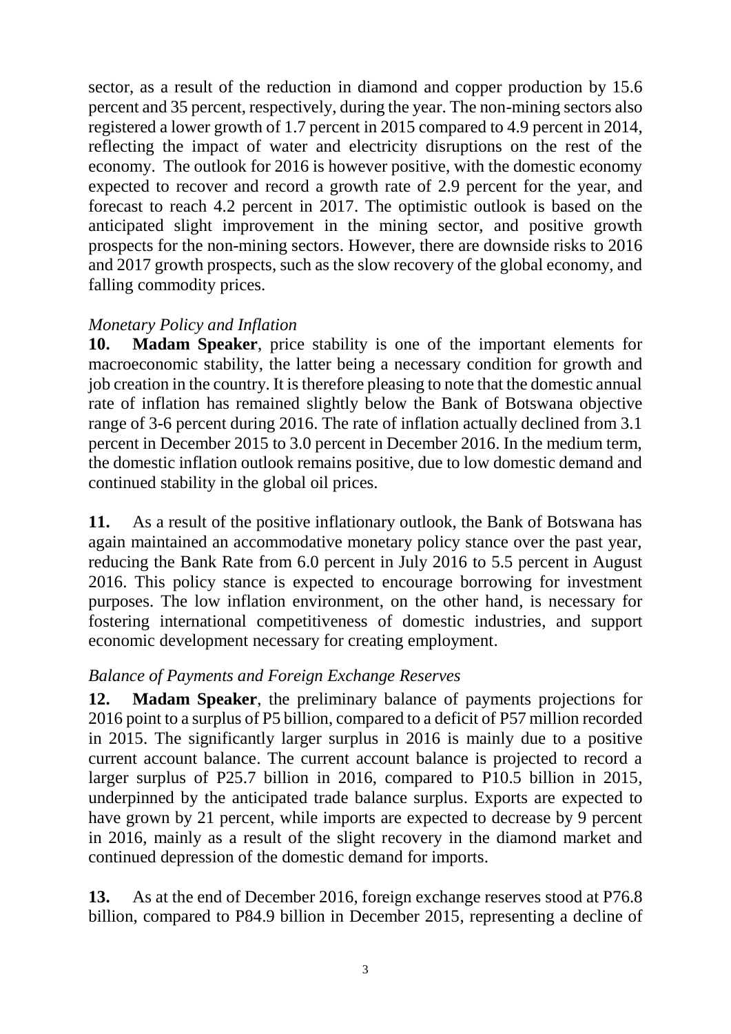sector, as a result of the reduction in diamond and copper production by 15.6 percent and 35 percent, respectively, during the year. The non-mining sectors also registered a lower growth of 1.7 percent in 2015 compared to 4.9 percent in 2014, reflecting the impact of water and electricity disruptions on the rest of the economy. The outlook for 2016 is however positive, with the domestic economy expected to recover and record a growth rate of 2.9 percent for the year, and forecast to reach 4.2 percent in 2017. The optimistic outlook is based on the anticipated slight improvement in the mining sector, and positive growth prospects for the non-mining sectors. However, there are downside risks to 2016 and 2017 growth prospects, such as the slow recovery of the global economy, and falling commodity prices.

*Monetary Policy and Inflation*

**10. Madam Speaker**, price stability is one of the important elements for macroeconomic stability, the latter being a necessary condition for growth and job creation in the country. It is therefore pleasing to note that the domestic annual rate of inflation has remained slightly below the Bank of Botswana objective range of 3-6 percent during 2016. The rate of inflation actually declined from 3.1 percent in December 2015 to 3.0 percent in December 2016. In the medium term, the domestic inflation outlook remains positive, due to low domestic demand and continued stability in the global oil prices.

**11.** As a result of the positive inflationary outlook, the Bank of Botswana has again maintained an accommodative monetary policy stance over the past year, reducing the Bank Rate from 6.0 percent in July 2016 to 5.5 percent in August 2016. This policy stance is expected to encourage borrowing for investment purposes. The low inflation environment, on the other hand, is necessary for fostering international competitiveness of domestic industries, and support economic development necessary for creating employment.

*Balance of Payments and Foreign Exchange Reserves*

**12. Madam Speaker**, the preliminary balance of payments projections for 2016 point to a surplus of P5 billion, compared to a deficit of P57 million recorded in 2015. The significantly larger surplus in 2016 is mainly due to a positive current account balance. The current account balance is projected to record a larger surplus of P25.7 billion in 2016, compared to P10.5 billion in 2015, underpinned by the anticipated trade balance surplus. Exports are expected to have grown by 21 percent, while imports are expected to decrease by 9 percent in 2016, mainly as a result of the slight recovery in the diamond market and continued depression of the domestic demand for imports.

**13.** As at the end of December 2016, foreign exchange reserves stood at P76.8 billion, compared to P84.9 billion in December 2015, representing a decline of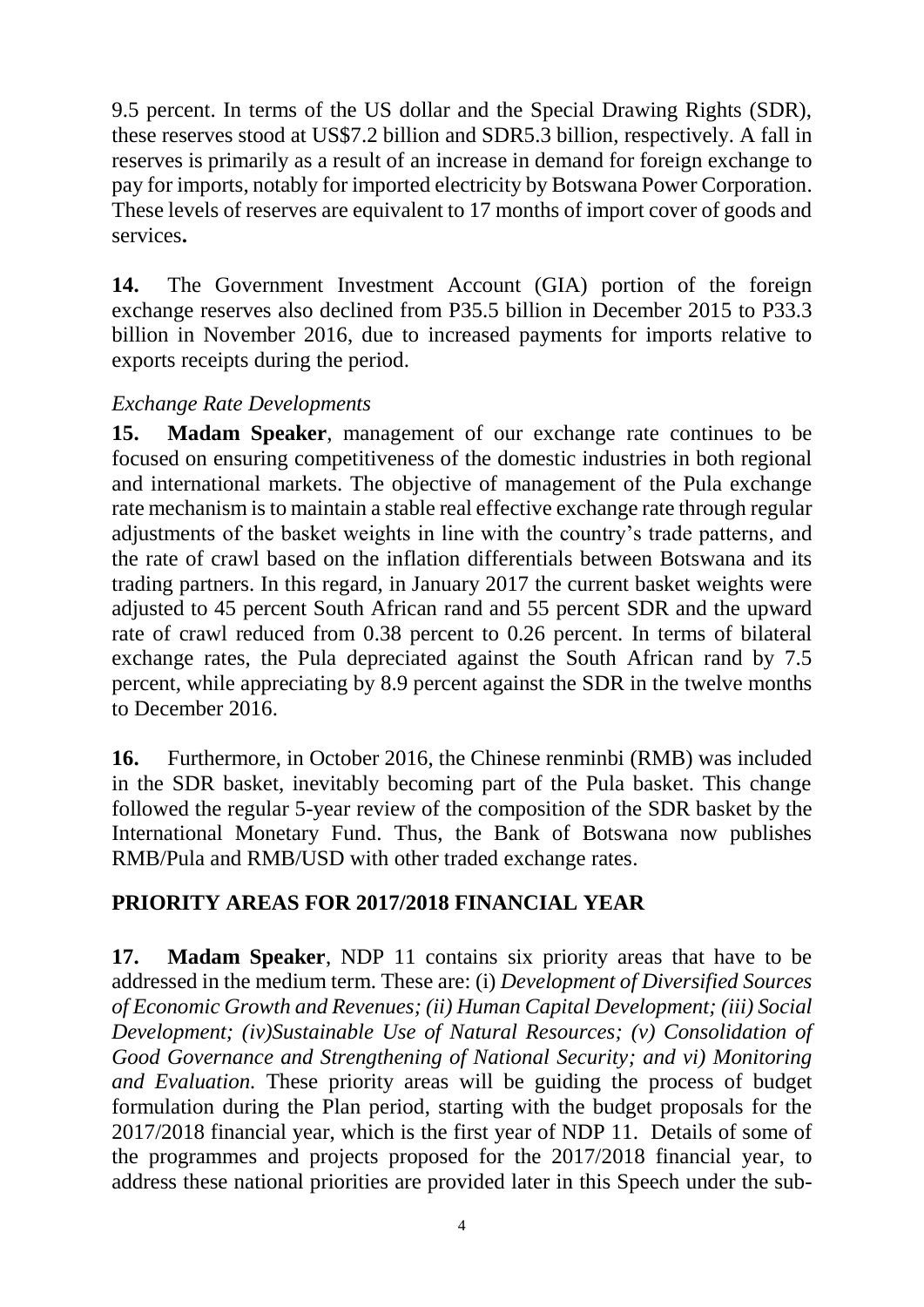9.5 percent. In terms of the US dollar and the Special Drawing Rights (SDR), these reserves stood at US$7.2 billion and SDR5.3 billion, respectively. A fall in reserves is primarily as a result of an increase in demand for foreign exchange to pay for imports, notably for imported electricity by Botswana Power Corporation. These levels of reserves are equivalent to 17 months of import cover of goods and services**.**

**14.** The Government Investment Account (GIA) portion of the foreign exchange reserves also declined from P35.5 billion in December 2015 to P33.3 billion in November 2016, due to increased payments for imports relative to exports receipts during the period.

*Exchange Rate Developments*

**15. Madam Speaker**, management of our exchange rate continues to be focused on ensuring competitiveness of the domestic industries in both regional and international markets. The objective of management of the Pula exchange rate mechanism is to maintain a stable real effective exchange rate through regular adjustments of the basket weights in line with the country's trade patterns, and the rate of crawl based on the inflation differentials between Botswana and its trading partners. In this regard, in January 2017 the current basket weights were adjusted to 45 percent South African rand and 55 percent SDR and the upward rate of crawl reduced from 0.38 percent to 0.26 percent. In terms of bilateral exchange rates, the Pula depreciated against the South African rand by 7.5 percent, while appreciating by 8.9 percent against the SDR in the twelve months to December 2016.

**16.** Furthermore, in October 2016, the Chinese renminbi (RMB) was included in the SDR basket, inevitably becoming part of the Pula basket. This change followed the regular 5-year review of the composition of the SDR basket by the International Monetary Fund. Thus, the Bank of Botswana now publishes RMB/Pula and RMB/USD with other traded exchange rates.

## PRIORITY AREAS FOR 2017/2018 FINANCIAL YEAR

**17. Madam Speaker**, NDP 11 contains six priority areas that have to be addressed in the medium term. These are: (i) *Development of Diversified Sources of Economic Growth and Revenues; (ii) Human Capital Development; (iii) Social Development; (iv)Sustainable Use of Natural Resources; (v) Consolidation of Good Governance and Strengthening of National Security; and vi) Monitoring and Evaluation.* These priority areas will be guiding the process of budget formulation during the Plan period, starting with the budget proposals for the 2017/2018 financial year, which is the first year of NDP 11. Details of some of the programmes and projects proposed for the 2017/2018 financial year, to address these national priorities are provided later in this Speech under the sub-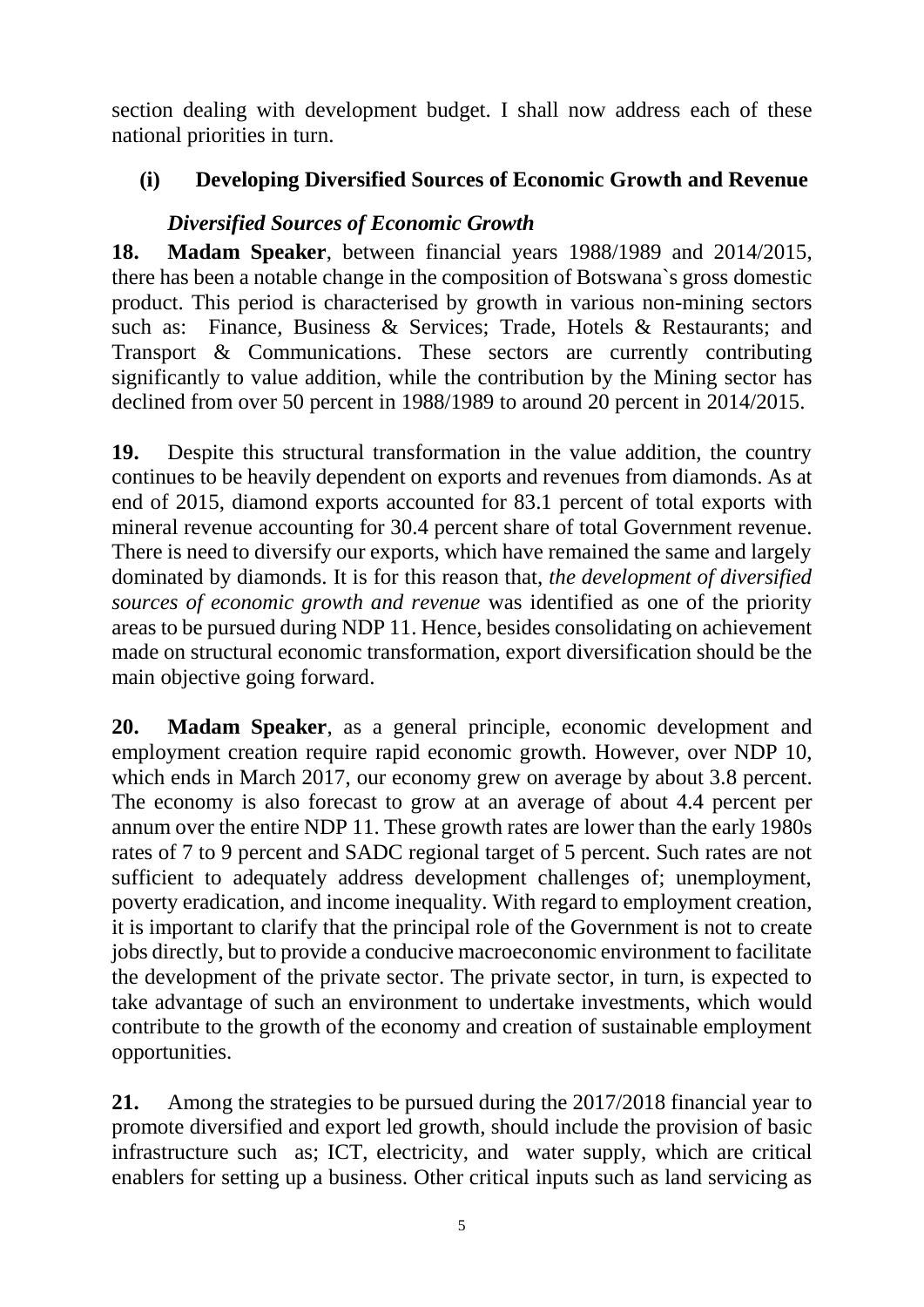section dealing with development budget. I shall now address each of these national priorities in turn.

## (i) Developing Diversified Sources of Economic Growth and Revenue

### *Diversified Sources of Economic Growth*

**18. Madam Speaker**, between financial years 1988/1989 and 2014/2015, there has been a notable change in the composition of Botswana`s gross domestic product. This period is characterised by growth in various non-mining sectors such as: Finance, Business & Services; Trade, Hotels & Restaurants; and Transport & Communications. These sectors are currently contributing significantly to value addition, while the contribution by the Mining sector has declined from over 50 percent in 1988/1989 to around 20 percent in 2014/2015.

**19.** Despite this structural transformation in the value addition, the country continues to be heavily dependent on exports and revenues from diamonds. As at end of 2015, diamond exports accounted for 83.1 percent of total exports with mineral revenue accounting for 30.4 percent share of total Government revenue. There is need to diversify our exports, which have remained the same and largely dominated by diamonds. It is for this reason that, *the development of diversified sources of economic growth and revenue* was identified as one of the priority areas to be pursued during NDP 11. Hence, besides consolidating on achievement made on structural economic transformation, export diversification should be the main objective going forward.

**20. Madam Speaker**, as a general principle, economic development and employment creation require rapid economic growth. However, over NDP 10, which ends in March 2017, our economy grew on average by about 3.8 percent. The economy is also forecast to grow at an average of about 4.4 percent per annum over the entire NDP 11. These growth rates are lower than the early 1980s rates of 7 to 9 percent and SADC regional target of 5 percent. Such rates are not sufficient to adequately address development challenges of; unemployment, poverty eradication, and income inequality. With regard to employment creation, it is important to clarify that the principal role of the Government is not to create jobs directly, but to provide a conducive macroeconomic environment to facilitate the development of the private sector. The private sector, in turn, is expected to take advantage of such an environment to undertake investments, which would contribute to the growth of the economy and creation of sustainable employment opportunities.

**21.** Among the strategies to be pursued during the 2017/2018 financial year to promote diversified and export led growth, should include the provision of basic infrastructure such as; ICT, electricity, and water supply, which are critical enablers for setting up a business. Other critical inputs such as land servicing as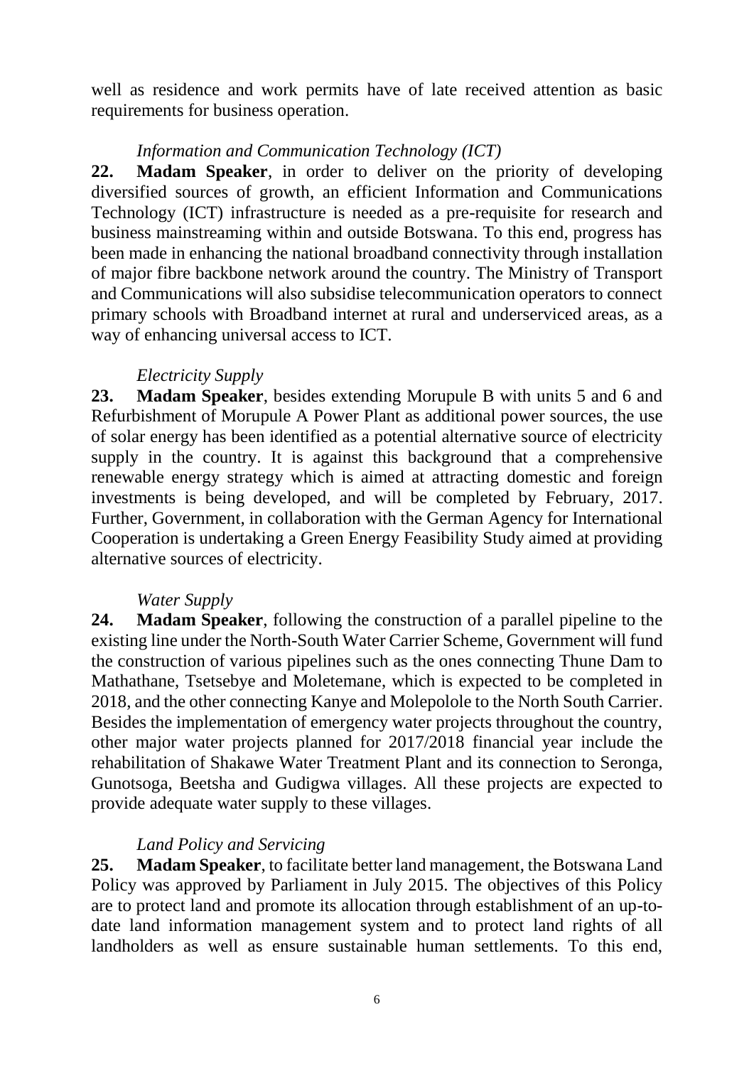well as residence and work permits have of late received attention as basic requirements for business operation.

*Information and Communication Technology (ICT)*

**22. Madam Speaker**, in order to deliver on the priority of developing diversified sources of growth, an efficient Information and Communications Technology (ICT) infrastructure is needed as a pre-requisite for research and business mainstreaming within and outside Botswana. To this end, progress has been made in enhancing the national broadband connectivity through installation of major fibre backbone network around the country. The Ministry of Transport and Communications will also subsidise telecommunication operators to connect primary schools with Broadband internet at rural and underserviced areas, as a way of enhancing universal access to ICT.

*Electricity Supply*

**23. Madam Speaker**, besides extending Morupule B with units 5 and 6 and Refurbishment of Morupule A Power Plant as additional power sources, the use of solar energy has been identified as a potential alternative source of electricity supply in the country. It is against this background that a comprehensive renewable energy strategy which is aimed at attracting domestic and foreign investments is being developed, and will be completed by February, 2017. Further, Government, in collaboration with the German Agency for International Cooperation is undertaking a Green Energy Feasibility Study aimed at providing alternative sources of electricity.

*Water Supply*

**24. Madam Speaker**, following the construction of a parallel pipeline to the existing line under the North-South Water Carrier Scheme, Government will fund the construction of various pipelines such as the ones connecting Thune Dam to Mathathane, Tsetsebye and Moletemane, which is expected to be completed in 2018, and the other connecting Kanye and Molepolole to the North South Carrier. Besides the implementation of emergency water projects throughout the country, other major water projects planned for 2017/2018 financial year include the rehabilitation of Shakawe Water Treatment Plant and its connection to Seronga, Gunotsoga, Beetsha and Gudigwa villages. All these projects are expected to provide adequate water supply to these villages.

*Land Policy and Servicing*

**25. Madam Speaker**, to facilitate better land management, the Botswana Land Policy was approved by Parliament in July 2015. The objectives of this Policy are to protect land and promote its allocation through establishment of an up-to-date land information management system and to protect land rights of all landholders as well as ensure sustainable human settlements. To this end,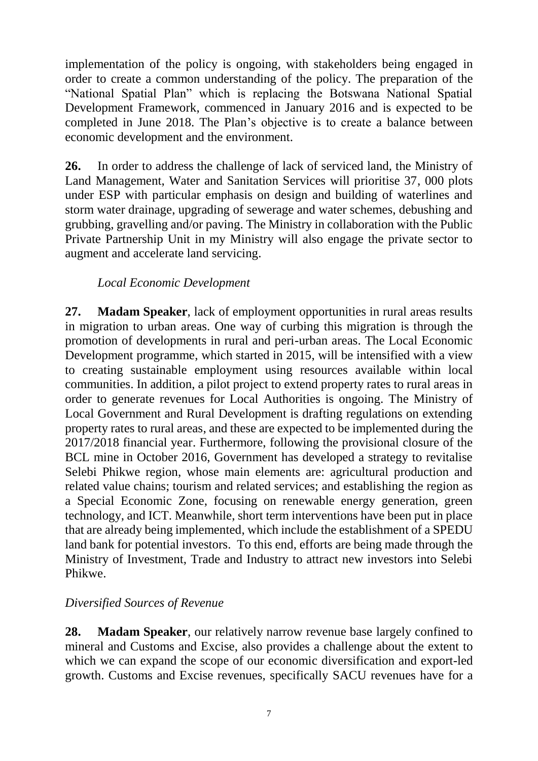implementation of the policy is ongoing, with stakeholders being engaged in order to create a common understanding of the policy. The preparation of the "National Spatial Plan" which is replacing the Botswana National Spatial Development Framework, commenced in January 2016 and is expected to be completed in June 2018. The Plan's objective is to create a balance between economic development and the environment.

**26.** In order to address the challenge of lack of serviced land, the Ministry of Land Management, Water and Sanitation Services will prioritise 37, 000 plots under ESP with particular emphasis on design and building of waterlines and storm water drainage, upgrading of sewerage and water schemes, debushing and grubbing, gravelling and/or paving. The Ministry in collaboration with the Public Private Partnership Unit in my Ministry will also engage the private sector to augment and accelerate land servicing.

*Local Economic Development*

**27. Madam Speaker**, lack of employment opportunities in rural areas results in migration to urban areas. One way of curbing this migration is through the promotion of developments in rural and peri-urban areas. The Local Economic Development programme, which started in 2015, will be intensified with a view to creating sustainable employment using resources available within local communities. In addition, a pilot project to extend property rates to rural areas in order to generate revenues for Local Authorities is ongoing. The Ministry of Local Government and Rural Development is drafting regulations on extending property rates to rural areas, and these are expected to be implemented during the 2017/2018 financial year. Furthermore, following the provisional closure of the BCL mine in October 2016, Government has developed a strategy to revitalise Selebi Phikwe region, whose main elements are: agricultural production and related value chains; tourism and related services; and establishing the region as a Special Economic Zone, focusing on renewable energy generation, green technology, and ICT. Meanwhile, short term interventions have been put in place that are already being implemented, which include the establishment of a SPEDU land bank for potential investors. To this end, efforts are being made through the Ministry of Investment, Trade and Industry to attract new investors into Selebi Phikwe.

*Diversified Sources of Revenue*

**28. Madam Speaker**, our relatively narrow revenue base largely confined to mineral and Customs and Excise, also provides a challenge about the extent to which we can expand the scope of our economic diversification and export-led growth. Customs and Excise revenues, specifically SACU revenues have for a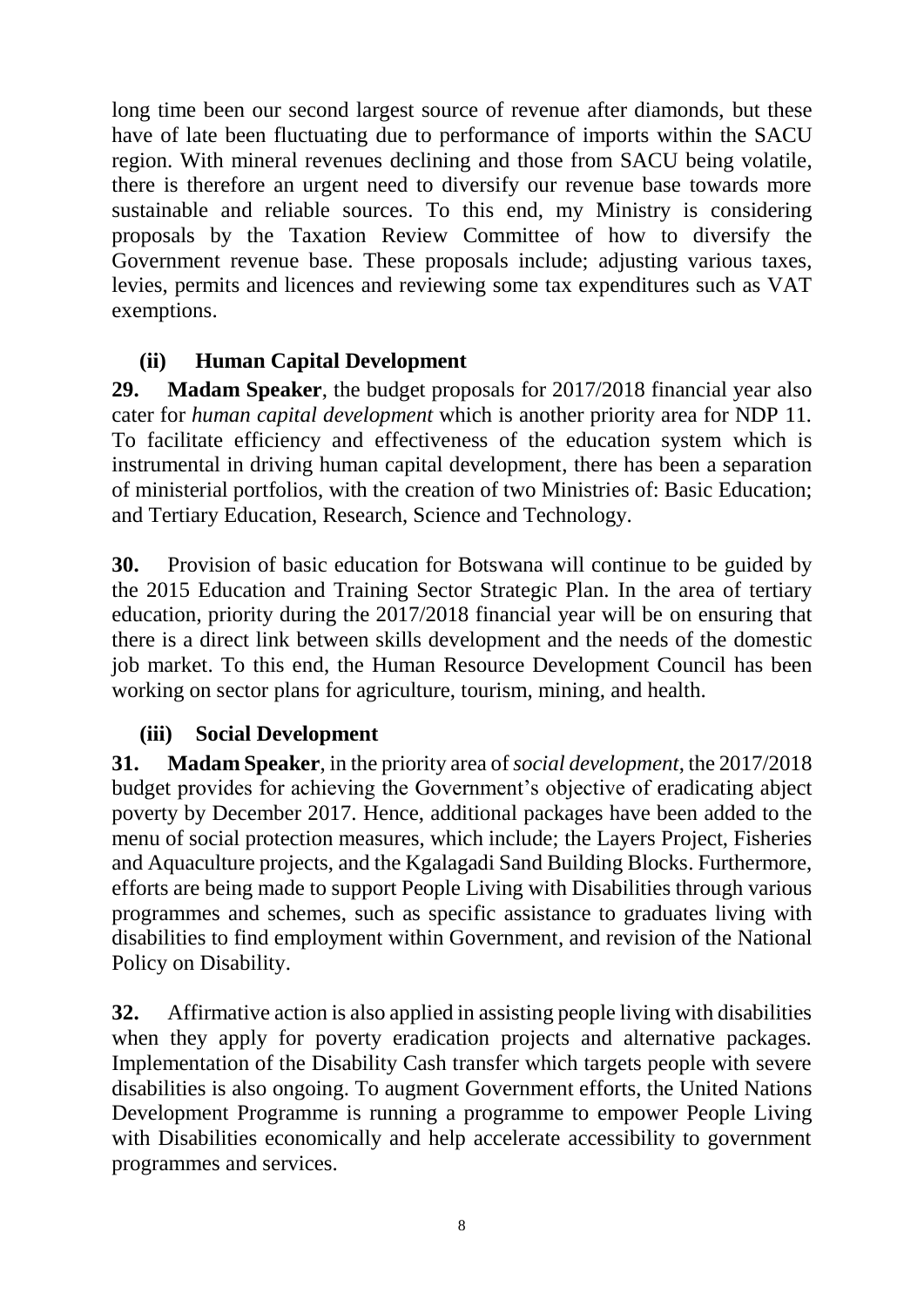long time been our second largest source of revenue after diamonds, but these have of late been fluctuating due to performance of imports within the SACU region. With mineral revenues declining and those from SACU being volatile, there is therefore an urgent need to diversify our revenue base towards more sustainable and reliable sources. To this end, my Ministry is considering proposals by the Taxation Review Committee of how to diversify the Government revenue base. These proposals include; adjusting various taxes, levies, permits and licences and reviewing some tax expenditures such as VAT exemptions.

### (ii) Human Capital Development

**29. Madam Speaker**, the budget proposals for 2017/2018 financial year also cater for *human capital development* which is another priority area for NDP 11. To facilitate efficiency and effectiveness of the education system which is instrumental in driving human capital development, there has been a separation of ministerial portfolios, with the creation of two Ministries of: Basic Education; and Tertiary Education, Research, Science and Technology.

**30.** Provision of basic education for Botswana will continue to be guided by the 2015 Education and Training Sector Strategic Plan. In the area of tertiary education, priority during the 2017/2018 financial year will be on ensuring that there is a direct link between skills development and the needs of the domestic job market. To this end, the Human Resource Development Council has been working on sector plans for agriculture, tourism, mining, and health.

### (iii) Social Development

**31. Madam Speaker**, in the priority area of *social development*, the 2017/2018 budget provides for achieving the Government's objective of eradicating abject poverty by December 2017. Hence, additional packages have been added to the menu of social protection measures, which include; the Layers Project, Fisheries and Aquaculture projects, and the Kgalagadi Sand Building Blocks. Furthermore, efforts are being made to support People Living with Disabilities through various programmes and schemes, such as specific assistance to graduates living with disabilities to find employment within Government, and revision of the National Policy on Disability.

**32.** Affirmative action is also applied in assisting people living with disabilities when they apply for poverty eradication projects and alternative packages. Implementation of the Disability Cash transfer which targets people with severe disabilities is also ongoing. To augment Government efforts, the United Nations Development Programme is running a programme to empower People Living with Disabilities economically and help accelerate accessibility to government programmes and services.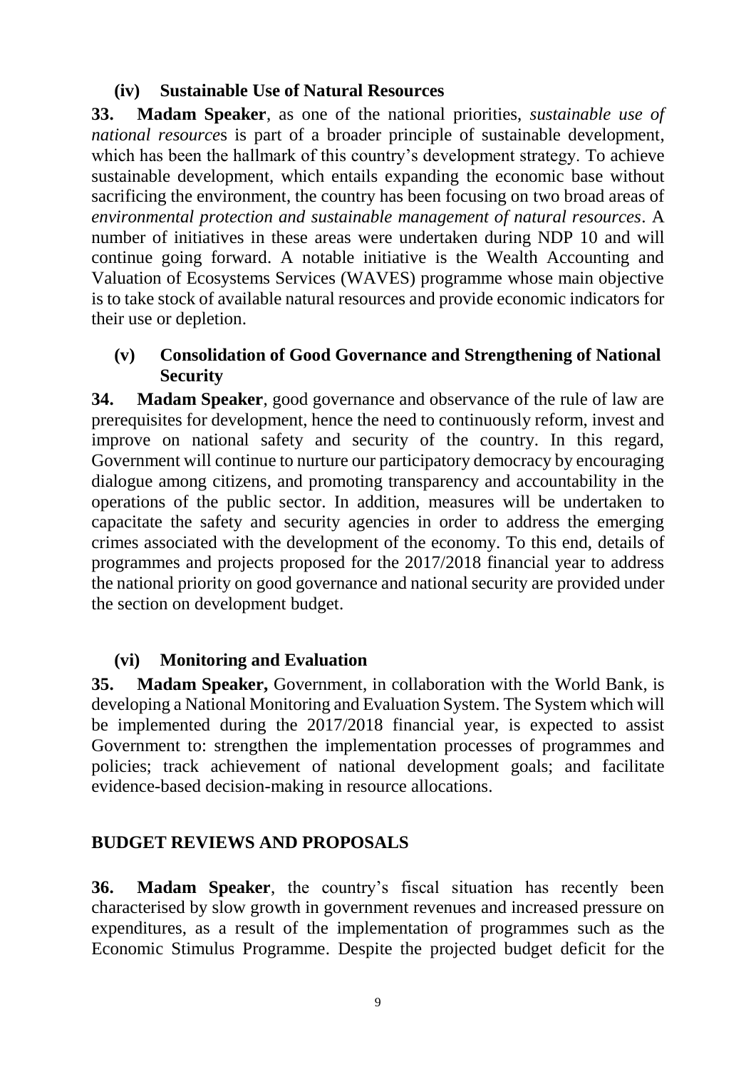#### (iv) Sustainable Use of Natural Resources

**33. Madam Speaker**, as one of the national priorities, *sustainable use of national resource*s is part of a broader principle of sustainable development, which has been the hallmark of this country's development strategy. To achieve sustainable development, which entails expanding the economic base without sacrificing the environment, the country has been focusing on two broad areas of *environmental protection and sustainable management of natural resources*. A number of initiatives in these areas were undertaken during NDP 10 and will continue going forward. A notable initiative is the Wealth Accounting and Valuation of Ecosystems Services (WAVES) programme whose main objective is to take stock of available natural resources and provide economic indicators for their use or depletion.

#### (v) Consolidation of Good Governance and Strengthening of National Security

**34. Madam Speaker**, good governance and observance of the rule of law are prerequisites for development, hence the need to continuously reform, invest and improve on national safety and security of the country. In this regard, Government will continue to nurture our participatory democracy by encouraging dialogue among citizens, and promoting transparency and accountability in the operations of the public sector. In addition, measures will be undertaken to capacitate the safety and security agencies in order to address the emerging crimes associated with the development of the economy. To this end, details of programmes and projects proposed for the 2017/2018 financial year to address the national priority on good governance and national security are provided under the section on development budget.

#### (vi) Monitoring and Evaluation

**35. Madam Speaker,** Government, in collaboration with the World Bank, is developing a National Monitoring and Evaluation System. The System which will be implemented during the 2017/2018 financial year, is expected to assist Government to: strengthen the implementation processes of programmes and policies; track achievement of national development goals; and facilitate evidence-based decision-making in resource allocations.

## BUDGET REVIEWS AND PROPOSALS

**36. Madam Speaker**, the country's fiscal situation has recently been characterised by slow growth in government revenues and increased pressure on expenditures, as a result of the implementation of programmes such as the Economic Stimulus Programme. Despite the projected budget deficit for the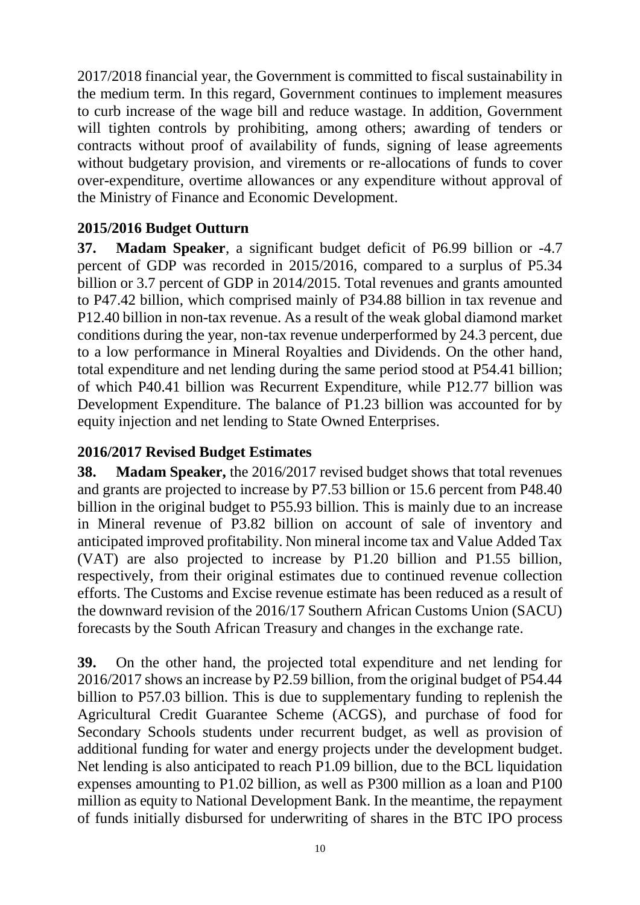2017/2018 financial year, the Government is committed to fiscal sustainability in the medium term. In this regard, Government continues to implement measures to curb increase of the wage bill and reduce wastage. In addition, Government will tighten controls by prohibiting, among others; awarding of tenders or contracts without proof of availability of funds, signing of lease agreements without budgetary provision, and virements or re-allocations of funds to cover over-expenditure, overtime allowances or any expenditure without approval of the Ministry of Finance and Economic Development.

## 2015/2016 Budget Outturn

**37. Madam Speaker**, a significant budget deficit of P6.99 billion or -4.7 percent of GDP was recorded in 2015/2016, compared to a surplus of P5.34 billion or 3.7 percent of GDP in 2014/2015. Total revenues and grants amounted to P47.42 billion, which comprised mainly of P34.88 billion in tax revenue and P12.40 billion in non-tax revenue. As a result of the weak global diamond market conditions during the year, non-tax revenue underperformed by 24.3 percent, due to a low performance in Mineral Royalties and Dividends. On the other hand, total expenditure and net lending during the same period stood at P54.41 billion; of which P40.41 billion was Recurrent Expenditure, while P12.77 billion was Development Expenditure. The balance of P1.23 billion was accounted for by equity injection and net lending to State Owned Enterprises.

## 2016/2017 Revised Budget Estimates

**38. Madam Speaker,** the 2016/2017 revised budget shows that total revenues and grants are projected to increase by P7.53 billion or 15.6 percent from P48.40 billion in the original budget to P55.93 billion. This is mainly due to an increase in Mineral revenue of P3.82 billion on account of sale of inventory and anticipated improved profitability. Non mineral income tax and Value Added Tax (VAT) are also projected to increase by P1.20 billion and P1.55 billion, respectively, from their original estimates due to continued revenue collection efforts. The Customs and Excise revenue estimate has been reduced as a result of the downward revision of the 2016/17 Southern African Customs Union (SACU) forecasts by the South African Treasury and changes in the exchange rate.

**39.** On the other hand, the projected total expenditure and net lending for 2016/2017 shows an increase by P2.59 billion, from the original budget of P54.44 billion to P57.03 billion. This is due to supplementary funding to replenish the Agricultural Credit Guarantee Scheme (ACGS), and purchase of food for Secondary Schools students under recurrent budget, as well as provision of additional funding for water and energy projects under the development budget. Net lending is also anticipated to reach P1.09 billion, due to the BCL liquidation expenses amounting to P1.02 billion, as well as P300 million as a loan and P100 million as equity to National Development Bank. In the meantime, the repayment of funds initially disbursed for underwriting of shares in the BTC IPO process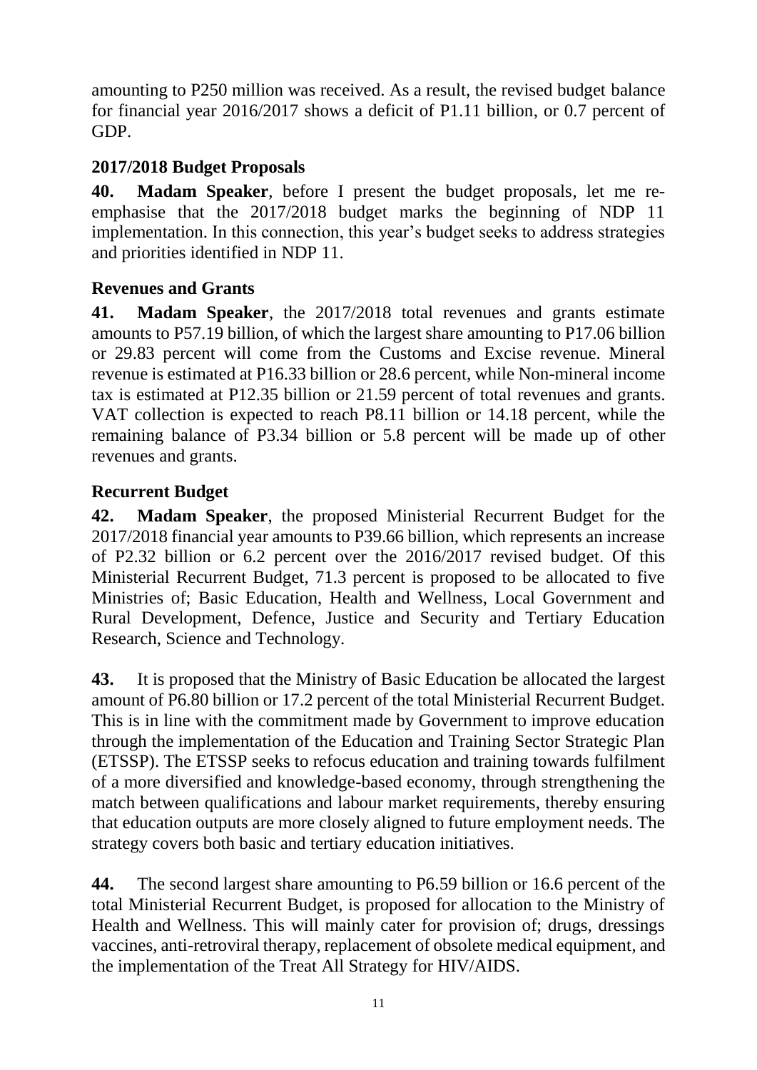amounting to P250 million was received. As a result, the revised budget balance for financial year 2016/2017 shows a deficit of P1.11 billion, or 0.7 percent of GDP.

### 2017/2018 Budget Proposals

**40. Madam Speaker**, before I present the budget proposals, let me re-emphasise that the 2017/2018 budget marks the beginning of NDP 11 implementation. In this connection, this year's budget seeks to address strategies and priorities identified in NDP 11.

### Revenues and Grants

**41. Madam Speaker**, the 2017/2018 total revenues and grants estimate amounts to P57.19 billion, of which the largest share amounting to P17.06 billion or 29.83 percent will come from the Customs and Excise revenue. Mineral revenue is estimated at P16.33 billion or 28.6 percent, while Non-mineral income tax is estimated at P12.35 billion or 21.59 percent of total revenues and grants. VAT collection is expected to reach P8.11 billion or 14.18 percent, while the remaining balance of P3.34 billion or 5.8 percent will be made up of other revenues and grants.

### Recurrent Budget

**42. Madam Speaker**, the proposed Ministerial Recurrent Budget for the 2017/2018 financial year amounts to P39.66 billion, which represents an increase of P2.32 billion or 6.2 percent over the 2016/2017 revised budget. Of this Ministerial Recurrent Budget, 71.3 percent is proposed to be allocated to five Ministries of; Basic Education, Health and Wellness, Local Government and Rural Development, Defence, Justice and Security and Tertiary Education Research, Science and Technology.

**43.** It is proposed that the Ministry of Basic Education be allocated the largest amount of P6.80 billion or 17.2 percent of the total Ministerial Recurrent Budget. This is in line with the commitment made by Government to improve education through the implementation of the Education and Training Sector Strategic Plan (ETSSP). The ETSSP seeks to refocus education and training towards fulfilment of a more diversified and knowledge-based economy, through strengthening the match between qualifications and labour market requirements, thereby ensuring that education outputs are more closely aligned to future employment needs. The strategy covers both basic and tertiary education initiatives.

**44.** The second largest share amounting to P6.59 billion or 16.6 percent of the total Ministerial Recurrent Budget, is proposed for allocation to the Ministry of Health and Wellness. This will mainly cater for provision of; drugs, dressings vaccines, anti-retroviral therapy, replacement of obsolete medical equipment, and the implementation of the Treat All Strategy for HIV/AIDS.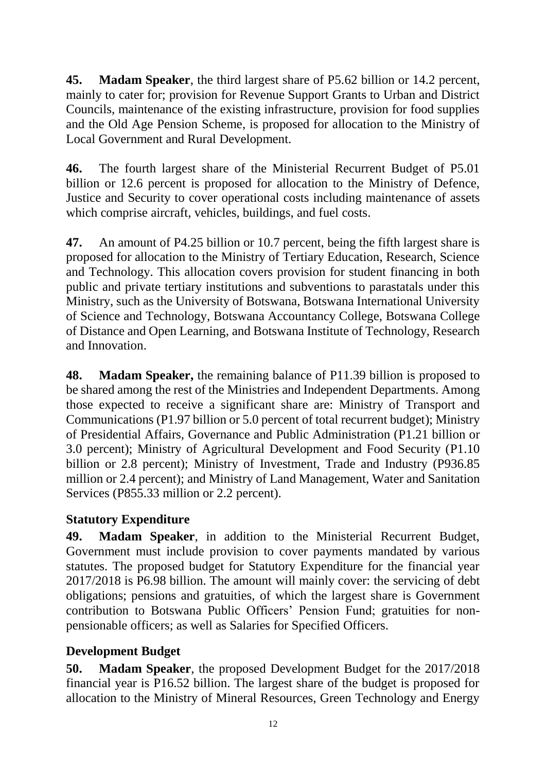**45.** **Madam Speaker**, the third largest share of P5.62 billion or 14.2 percent, mainly to cater for; provision for Revenue Support Grants to Urban and District Councils, maintenance of the existing infrastructure, provision for food supplies and the Old Age Pension Scheme, is proposed for allocation to the Ministry of Local Government and Rural Development.

**46.** The fourth largest share of the Ministerial Recurrent Budget of P5.01 billion or 12.6 percent is proposed for allocation to the Ministry of Defence, Justice and Security to cover operational costs including maintenance of assets which comprise aircraft, vehicles, buildings, and fuel costs.

**47.** An amount of P4.25 billion or 10.7 percent, being the fifth largest share is proposed for allocation to the Ministry of Tertiary Education, Research, Science and Technology. This allocation covers provision for student financing in both public and private tertiary institutions and subventions to parastatals under this Ministry, such as the University of Botswana, Botswana International University of Science and Technology, Botswana Accountancy College, Botswana College of Distance and Open Learning, and Botswana Institute of Technology, Research and Innovation.

**48.** **Madam Speaker,** the remaining balance of P11.39 billion is proposed to be shared among the rest of the Ministries and Independent Departments. Among those expected to receive a significant share are: Ministry of Transport and Communications (P1.97 billion or 5.0 percent of total recurrent budget); Ministry of Presidential Affairs, Governance and Public Administration (P1.21 billion or 3.0 percent); Ministry of Agricultural Development and Food Security (P1.10 billion or 2.8 percent); Ministry of Investment, Trade and Industry (P936.85 million or 2.4 percent); and Ministry of Land Management, Water and Sanitation Services (P855.33 million or 2.2 percent).

### Statutory Expenditure

**49.** **Madam Speaker**, in addition to the Ministerial Recurrent Budget, Government must include provision to cover payments mandated by various statutes. The proposed budget for Statutory Expenditure for the financial year 2017/2018 is P6.98 billion. The amount will mainly cover: the servicing of debt obligations; pensions and gratuities, of which the largest share is Government contribution to Botswana Public Officers' Pension Fund; gratuities for non-pensionable officers; as well as Salaries for Specified Officers.

### Development Budget

**50.** **Madam Speaker**, the proposed Development Budget for the 2017/2018 financial year is P16.52 billion. The largest share of the budget is proposed for allocation to the Ministry of Mineral Resources, Green Technology and Energy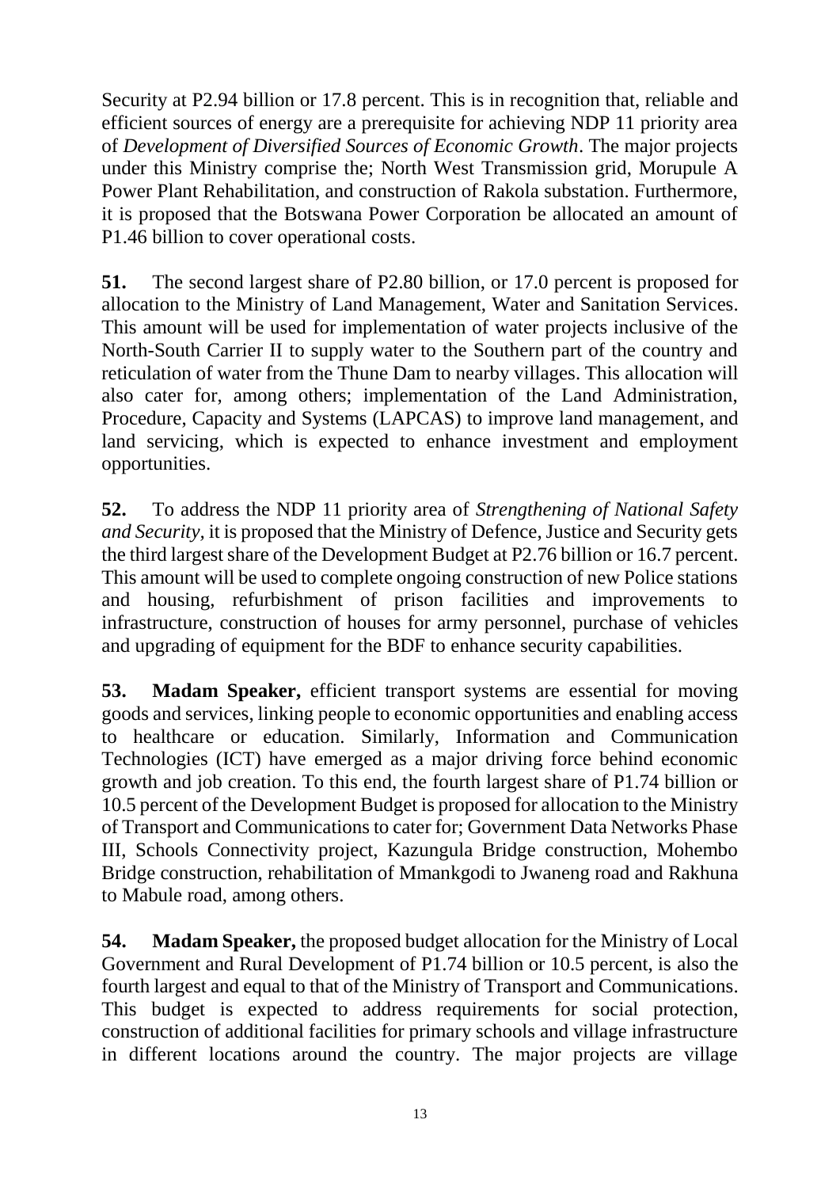Security at P2.94 billion or 17.8 percent. This is in recognition that, reliable and efficient sources of energy are a prerequisite for achieving NDP 11 priority area of *Development of Diversified Sources of Economic Growth*. The major projects under this Ministry comprise the; North West Transmission grid, Morupule A Power Plant Rehabilitation, and construction of Rakola substation. Furthermore, it is proposed that the Botswana Power Corporation be allocated an amount of P1.46 billion to cover operational costs.

**51.** The second largest share of P2.80 billion, or 17.0 percent is proposed for allocation to the Ministry of Land Management, Water and Sanitation Services. This amount will be used for implementation of water projects inclusive of the North-South Carrier II to supply water to the Southern part of the country and reticulation of water from the Thune Dam to nearby villages. This allocation will also cater for, among others; implementation of the Land Administration, Procedure, Capacity and Systems (LAPCAS) to improve land management, and land servicing, which is expected to enhance investment and employment opportunities.

**52.** To address the NDP 11 priority area of *Strengthening of National Safety and Security*, it is proposed that the Ministry of Defence, Justice and Security gets the third largest share of the Development Budget at P2.76 billion or 16.7 percent. This amount will be used to complete ongoing construction of new Police stations and housing, refurbishment of prison facilities and improvements to infrastructure, construction of houses for army personnel, purchase of vehicles and upgrading of equipment for the BDF to enhance security capabilities.

**53. Madam Speaker,** efficient transport systems are essential for moving goods and services, linking people to economic opportunities and enabling access to healthcare or education. Similarly, Information and Communication Technologies (ICT) have emerged as a major driving force behind economic growth and job creation. To this end, the fourth largest share of P1.74 billion or 10.5 percent of the Development Budget is proposed for allocation to the Ministry of Transport and Communications to cater for; Government Data Networks Phase III, Schools Connectivity project, Kazungula Bridge construction, Mohembo Bridge construction, rehabilitation of Mmankgodi to Jwaneng road and Rakhuna to Mabule road, among others.

**54. Madam Speaker,** the proposed budget allocation for the Ministry of Local Government and Rural Development of P1.74 billion or 10.5 percent, is also the fourth largest and equal to that of the Ministry of Transport and Communications. This budget is expected to address requirements for social protection, construction of additional facilities for primary schools and village infrastructure in different locations around the country. The major projects are village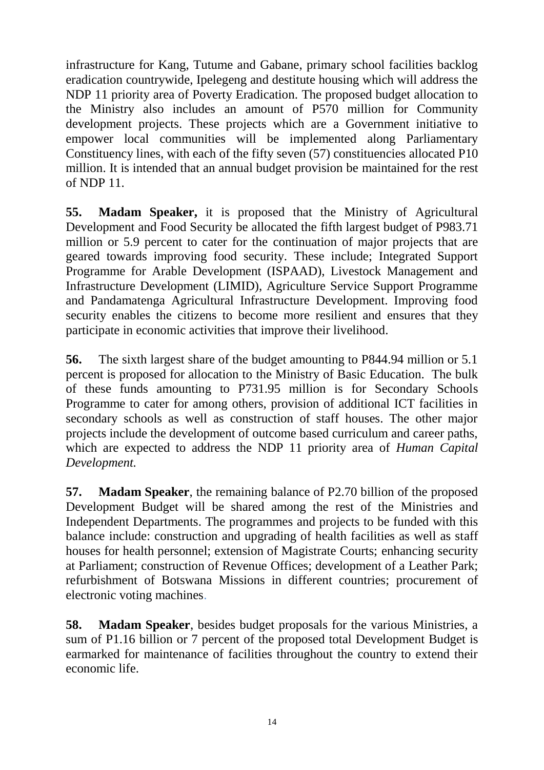infrastructure for Kang, Tutume and Gabane, primary school facilities backlog eradication countrywide, Ipelegeng and destitute housing which will address the NDP 11 priority area of Poverty Eradication. The proposed budget allocation to the Ministry also includes an amount of P570 million for Community development projects. These projects which are a Government initiative to empower local communities will be implemented along Parliamentary Constituency lines, with each of the fifty seven (57) constituencies allocated P10 million. It is intended that an annual budget provision be maintained for the rest of NDP 11.

**55. Madam Speaker,** it is proposed that the Ministry of Agricultural Development and Food Security be allocated the fifth largest budget of P983.71 million or 5.9 percent to cater for the continuation of major projects that are geared towards improving food security. These include; Integrated Support Programme for Arable Development (ISPAAD), Livestock Management and Infrastructure Development (LIMID), Agriculture Service Support Programme and Pandamatenga Agricultural Infrastructure Development. Improving food security enables the citizens to become more resilient and ensures that they participate in economic activities that improve their livelihood.

**56.** The sixth largest share of the budget amounting to P844.94 million or 5.1 percent is proposed for allocation to the Ministry of Basic Education. The bulk of these funds amounting to P731.95 million is for Secondary Schools Programme to cater for among others, provision of additional ICT facilities in secondary schools as well as construction of staff houses. The other major projects include the development of outcome based curriculum and career paths, which are expected to address the NDP 11 priority area of *Human Capital Development.*

**57. Madam Speaker**, the remaining balance of P2.70 billion of the proposed Development Budget will be shared among the rest of the Ministries and Independent Departments. The programmes and projects to be funded with this balance include: construction and upgrading of health facilities as well as staff houses for health personnel; extension of Magistrate Courts; enhancing security at Parliament; construction of Revenue Offices; development of a Leather Park; refurbishment of Botswana Missions in different countries; procurement of electronic voting machines.

**58. Madam Speaker**, besides budget proposals for the various Ministries, a sum of P1.16 billion or 7 percent of the proposed total Development Budget is earmarked for maintenance of facilities throughout the country to extend their economic life.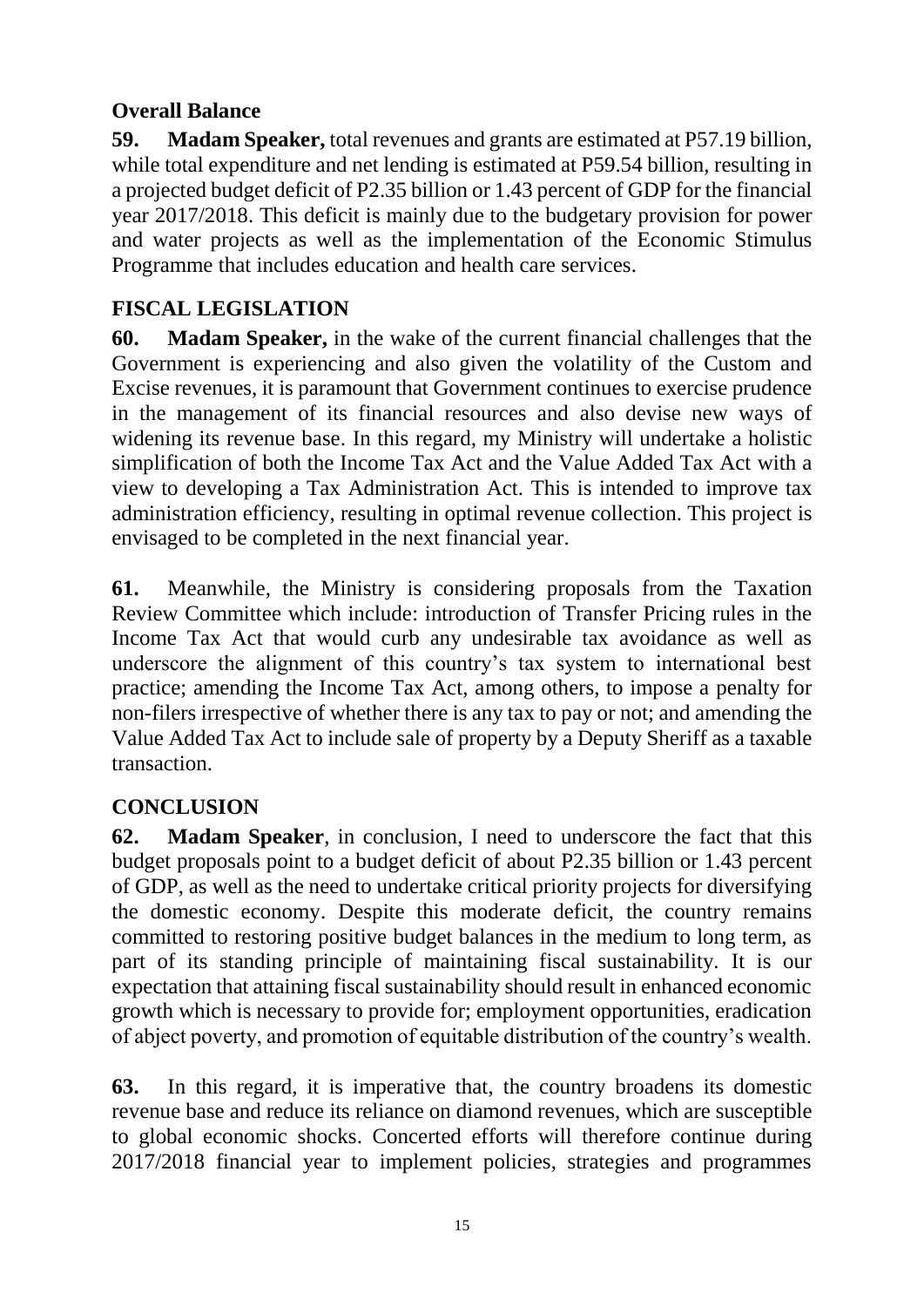### Overall Balance

**59. Madam Speaker,** total revenues and grants are estimated at P57.19 billion, while total expenditure and net lending is estimated at P59.54 billion, resulting in a projected budget deficit of P2.35 billion or 1.43 percent of GDP for the financial year 2017/2018. This deficit is mainly due to the budgetary provision for power and water projects as well as the implementation of the Economic Stimulus Programme that includes education and health care services.

## FISCAL LEGISLATION

**60. Madam Speaker,** in the wake of the current financial challenges that the Government is experiencing and also given the volatility of the Custom and Excise revenues, it is paramount that Government continues to exercise prudence in the management of its financial resources and also devise new ways of widening its revenue base. In this regard, my Ministry will undertake a holistic simplification of both the Income Tax Act and the Value Added Tax Act with a view to developing a Tax Administration Act. This is intended to improve tax administration efficiency, resulting in optimal revenue collection. This project is envisaged to be completed in the next financial year.

**61.** Meanwhile, the Ministry is considering proposals from the Taxation Review Committee which include: introduction of Transfer Pricing rules in the Income Tax Act that would curb any undesirable tax avoidance as well as underscore the alignment of this country's tax system to international best practice; amending the Income Tax Act, among others, to impose a penalty for non-filers irrespective of whether there is any tax to pay or not; and amending the Value Added Tax Act to include sale of property by a Deputy Sheriff as a taxable transaction.

## CONCLUSION

**62. Madam Speaker**, in conclusion, I need to underscore the fact that this budget proposals point to a budget deficit of about P2.35 billion or 1.43 percent of GDP, as well as the need to undertake critical priority projects for diversifying the domestic economy. Despite this moderate deficit, the country remains committed to restoring positive budget balances in the medium to long term, as part of its standing principle of maintaining fiscal sustainability. It is our expectation that attaining fiscal sustainability should result in enhanced economic growth which is necessary to provide for; employment opportunities, eradication of abject poverty, and promotion of equitable distribution of the country's wealth.

**63.** In this regard, it is imperative that, the country broadens its domestic revenue base and reduce its reliance on diamond revenues, which are susceptible to global economic shocks. Concerted efforts will therefore continue during 2017/2018 financial year to implement policies, strategies and programmes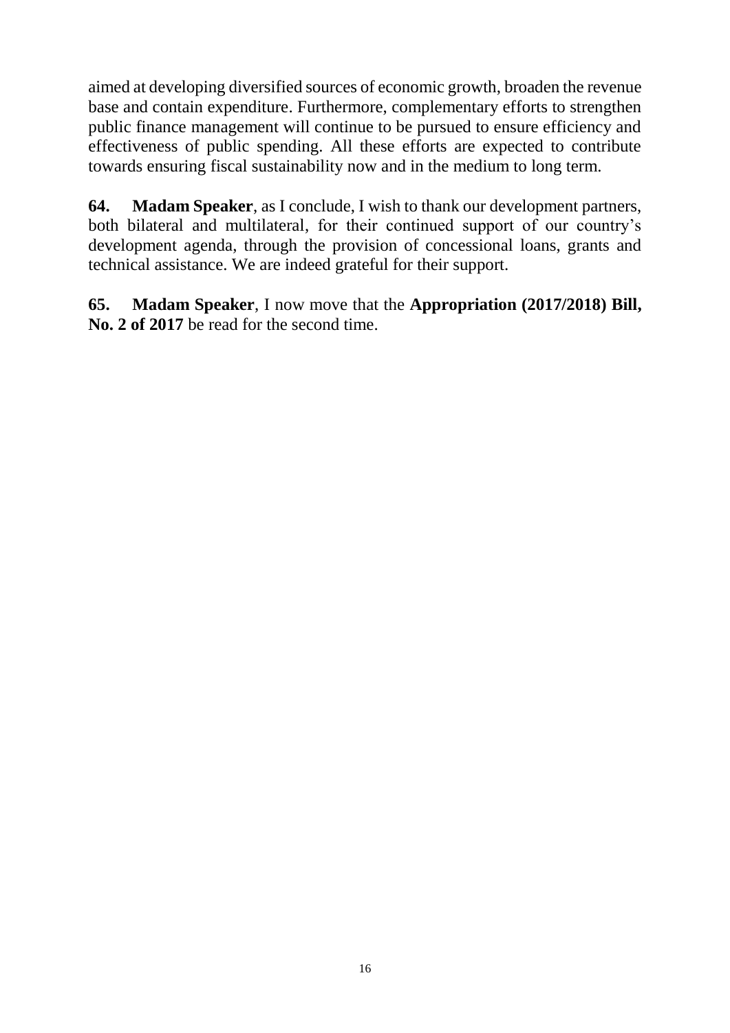aimed at developing diversified sources of economic growth, broaden the revenue base and contain expenditure. Furthermore, complementary efforts to strengthen public finance management will continue to be pursued to ensure efficiency and effectiveness of public spending. All these efforts are expected to contribute towards ensuring fiscal sustainability now and in the medium to long term.

**64.** **Madam Speaker**, as I conclude, I wish to thank our development partners, both bilateral and multilateral, for their continued support of our country's development agenda, through the provision of concessional loans, grants and technical assistance. We are indeed grateful for their support.

**65.** **Madam Speaker**, I now move that the **Appropriation (2017/2018) Bill, No. 2 of 2017** be read for the second time.